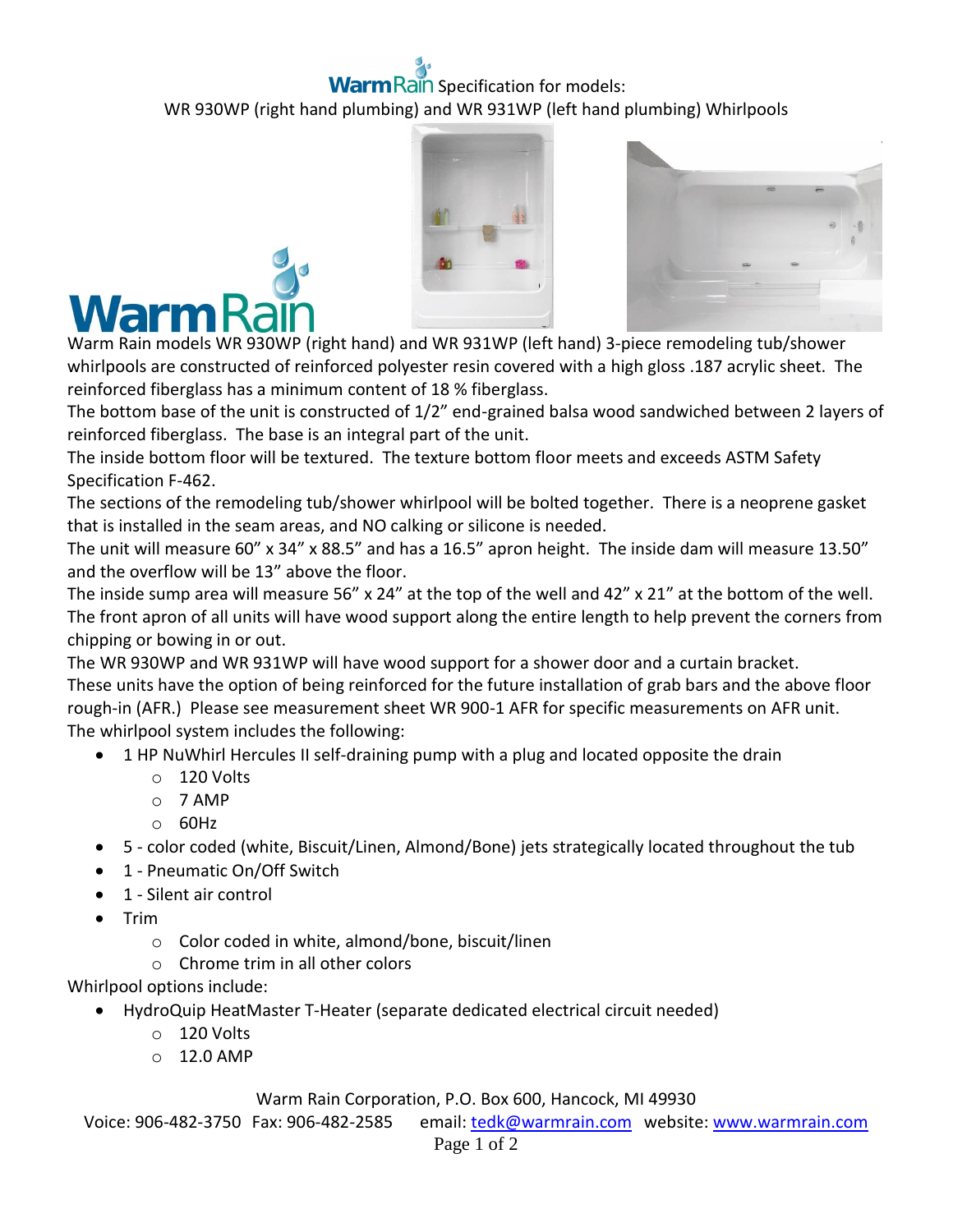# WarmRain Specification for models:

## WR 930WP (right hand plumbing) and WR 931WP (left hand plumbing) Whirlpools

Warm Rain models WR 930WP (right hand) and WR 931WP (left hand) 3-piece remodeling tub/shower whirlpools are constructed of reinforced polyester resin covered with a high gloss .187 acrylic sheet. The reinforced fiberglass has a minimum content of 18 % fiberglass.

The bottom base of the unit is constructed of 1/2" end-grained balsa wood sandwiched between 2 layers of reinforced fiberglass. The base is an integral part of the unit.

The inside bottom floor will be textured. The texture bottom floor meets and exceeds ASTM Safety Specification F-462.

The sections of the remodeling tub/shower whirlpool will be bolted together. There is a neoprene gasket that is installed in the seam areas, and NO calking or silicone is needed.

The unit will measure 60" x 34" x 88.5" and has a 16.5" apron height. The inside dam will measure 13.50" and the overflow will be 13" above the floor.

The inside sump area will measure 56" x 24" at the top of the well and 42" x 21" at the bottom of the well.

The front apron of all units will have wood support along the entire length to help prevent the corners from chipping or bowing in or out.

The WR 930WP and WR 931WP will have wood support for a shower door and a curtain bracket.

These units have the option of being reinforced for the future installation of grab bars and the above floor rough-in (AFR.) Please see measurement sheet WR 900-1 AFR for specific measurements on AFR unit.

The whirlpool system includes the following:

- 1 HP NuWhirl Hercules II self-draining pump with a plug and located opposite the drain
  - 120 Volts
  - 7 AMP
  - 60Hz
- 5 - color coded (white, Biscuit/Linen, Almond/Bone) jets strategically located throughout the tub
- 1 - Pneumatic On/Off Switch
- 1 - Silent air control
- Trim
  - Color coded in white, almond/bone, biscuit/linen
  - Chrome trim in all other colors

Whirlpool options include:

- HydroQuip HeatMaster T-Heater (separate dedicated electrical circuit needed)
  - 120 Volts
  - 12.0 AMP

Warm Rain Corporation, P.O. Box 600, Hancock, MI 49930

Voice: 906-482-3750 Fax: 906-482-2585 email: tedk@warmrain.com website: www.warmrain.com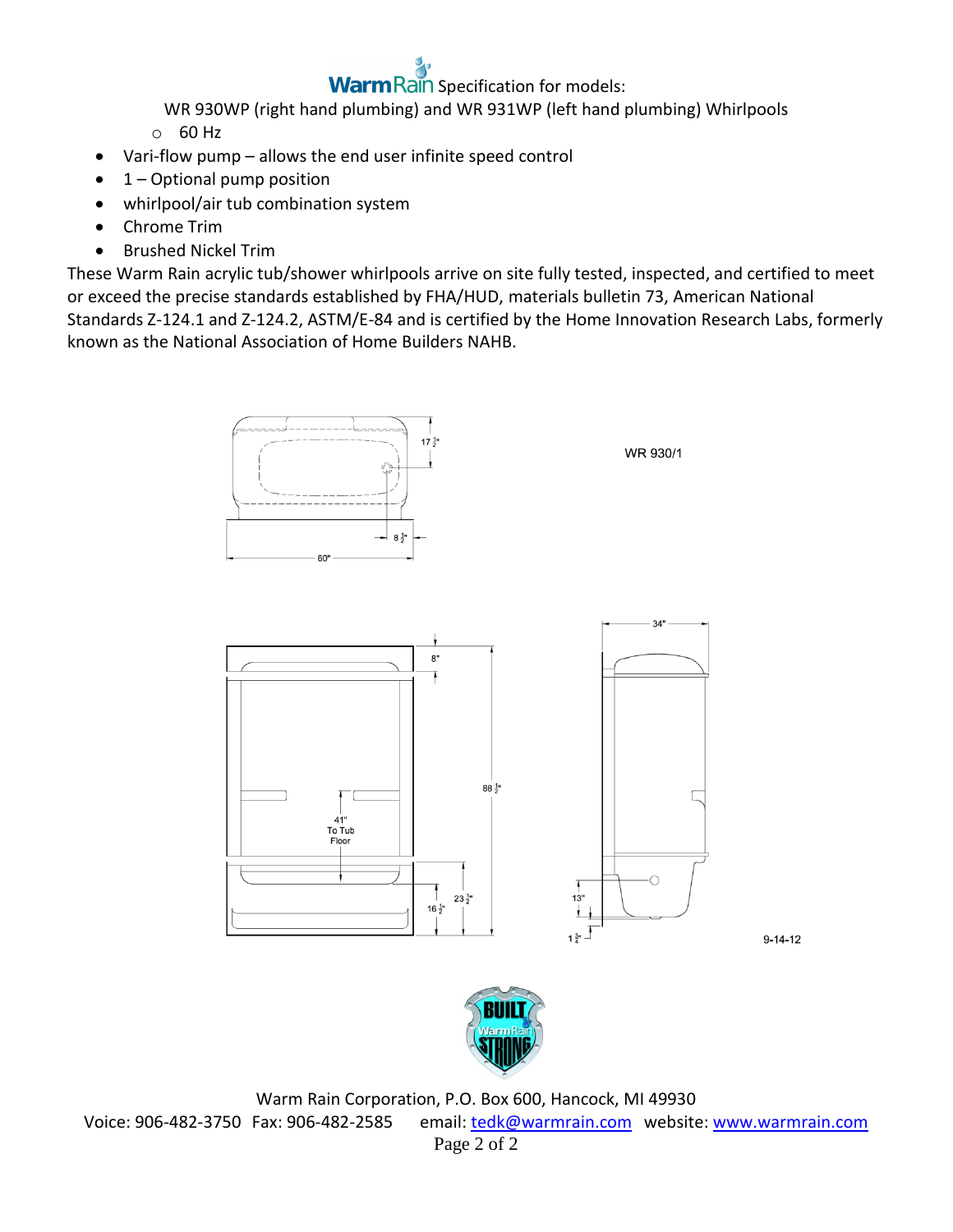WarmRain Specification for models:

WR 930WP (right hand plumbing) and WR 931WP (left hand plumbing) Whirlpools

- 60 Hz

- Vari-flow pump – allows the end user infinite speed control
- 1 – Optional pump position
- whirlpool/air tub combination system
- Chrome Trim
- Brushed Nickel Trim

These Warm Rain acrylic tub/shower whirlpools arrive on site fully tested, inspected, and certified to meet or exceed the precise standards established by FHA/HUD, materials bulletin 73, American National Standards Z-124.1 and Z-124.2, ASTM/E-84 and is certified by the Home Innovation Research Labs, formerly known as the National Association of Home Builders NAHB.

WR 930/1

17 1/2"

8 1/2"

60"

8"

88 1/2"

41" To Tub Floor

23 1/2"

16 1/2"

34"

13"

1 3/4"

9-14-12

Warm Rain Corporation, P.O. Box 600, Hancock, MI 49930

Voice: 906-482-3750 Fax: 906-482-2585 email: tedk@warmrain.com website: www.warmrain.com